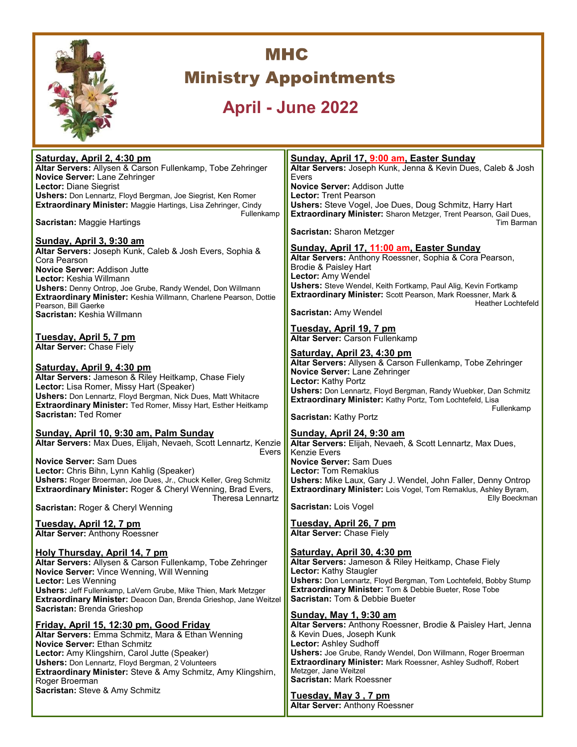# MHC
# Ministry Appointments
## April - June 2022

**Saturday, April 2, 4:30 pm**
**Altar Servers:** Allysen & Carson Fullenkamp, Tobe Zehringer
**Novice Server:** Lane Zehringer
**Lector:** Diane Siegrist
**Ushers:** Don Lennartz, Floyd Bergman, Joe Siegrist, Ken Romer
**Extraordinary Minister:** Maggie Hartings, Lisa Zehringer, Cindy Fullenkamp
**Sacristan:** Maggie Hartings

**Sunday, April 3, 9:30 am**
**Altar Servers:** Joseph Kunk, Caleb & Josh Evers, Sophia & Cora Pearson
**Novice Server:** Addison Jutte
**Lector:** Keshia Willmann
**Ushers:** Denny Ontrop, Joe Grube, Randy Wendel, Don Willmann
**Extraordinary Minister:** Keshia Willmann, Charlene Pearson, Dottie Pearson, Bill Gaerke
**Sacristan:** Keshia Willmann

**Tuesday, April 5, 7 pm**
**Altar Server:** Chase Fiely

**Saturday, April 9, 4:30 pm**
**Altar Servers:** Jameson & Riley Heitkamp, Chase Fiely
**Lector:** Lisa Romer, Missy Hart (Speaker)
**Ushers:** Don Lennartz, Floyd Bergman, Nick Dues, Matt Whitacre
**Extraordinary Minister:** Ted Romer, Missy Hart, Esther Heitkamp
**Sacristan:** Ted Romer

**Sunday, April 10, 9:30 am, Palm Sunday**
**Altar Servers:** Max Dues, Elijah, Nevaeh, Scott Lennartz, Kenzie Evers
**Novice Server:** Sam Dues
**Lector:** Chris Bihn, Lynn Kahlig (Speaker)
**Ushers:** Roger Broerman, Joe Dues, Jr., Chuck Keller, Greg Schmitz
**Extraordinary Minister:** Roger & Cheryl Wenning, Brad Evers, Theresa Lennartz
**Sacristan:** Roger & Cheryl Wenning

**Tuesday, April 12, 7 pm**
**Altar Server:** Anthony Roessner

**Holy Thursday, April 14, 7 pm**
**Altar Servers:** Allysen & Carson Fullenkamp, Tobe Zehringer
**Novice Server:** Vince Wenning, Will Wenning
**Lector:** Les Wenning
**Ushers:** Jeff Fullenkamp, LaVern Grube, Mike Thien, Mark Metzger
**Extraordinary Minister:** Deacon Dan, Brenda Grieshop, Jane Weitzel
**Sacristan:** Brenda Grieshop

**Friday, April 15, 12:30 pm, Good Friday**
**Altar Servers:** Emma Schmitz, Mara & Ethan Wenning
**Novice Server:** Ethan Schmitz
**Lector:** Amy Klingshirn, Carol Jutte (Speaker)
**Ushers:** Don Lennartz, Floyd Bergman, 2 Volunteers
**Extraordinary Minister:** Steve & Amy Schmitz, Amy Klingshirn, Roger Broerman
**Sacristan:** Steve & Amy Schmitz

**Sunday, April 17, 9:00 am, Easter Sunday**
**Altar Servers:** Joseph Kunk, Jenna & Kevin Dues, Caleb & Josh Evers
**Novice Server:** Addison Jutte
**Lector:** Trent Pearson
**Ushers:** Steve Vogel, Joe Dues, Doug Schmitz, Harry Hart
**Extraordinary Minister:** Sharon Metzger, Trent Pearson, Gail Dues, Tim Barman
**Sacristan:** Sharon Metzger

**Sunday, April 17, 11:00 am, Easter Sunday**
**Altar Servers:** Anthony Roessner, Sophia & Cora Pearson, Brodie & Paisley Hart
**Lector:** Amy Wendel
**Ushers:** Steve Wendel, Keith Fortkamp, Paul Alig, Kevin Fortkamp
**Extraordinary Minister:** Scott Pearson, Mark Roessner, Mark & Heather Lochtefeld
**Sacristan:** Amy Wendel

**Tuesday, April 19, 7 pm**
**Altar Server:** Carson Fullenkamp

**Saturday, April 23, 4:30 pm**
**Altar Servers:** Allysen & Carson Fullenkamp, Tobe Zehringer
**Novice Server:** Lane Zehringer
**Lector:** Kathy Portz
**Ushers:** Don Lennartz, Floyd Bergman, Randy Wuebker, Dan Schmitz
**Extraordinary Minister:** Kathy Portz, Tom Lochtefeld, Lisa Fullenkamp
**Sacristan:** Kathy Portz

**Sunday, April 24, 9:30 am**
**Altar Servers:** Elijah, Nevaeh, & Scott Lennartz, Max Dues, Kenzie Evers
**Novice Server:** Sam Dues
**Lector:** Tom Remaklus
**Ushers:** Mike Laux, Gary J. Wendel, John Faller, Denny Ontrop
**Extraordinary Minister:** Lois Vogel, Tom Remaklus, Ashley Byram, Elly Boeckman
**Sacristan:** Lois Vogel

**Tuesday, April 26, 7 pm**
**Altar Server:** Chase Fiely

**Saturday, April 30, 4:30 pm**
**Altar Servers:** Jameson & Riley Heitkamp, Chase Fiely
**Lector:** Kathy Staugler
**Ushers:** Don Lennartz, Floyd Bergman, Tom Lochtefeld, Bobby Stump
**Extraordinary Minister:** Tom & Debbie Bueter, Rose Tobe
**Sacristan:** Tom & Debbie Bueter

**Sunday, May 1, 9:30 am**
**Altar Servers:** Anthony Roessner, Brodie & Paisley Hart, Jenna & Kevin Dues, Joseph Kunk
**Lector:** Ashley Sudhoff
**Ushers:** Joe Grube, Randy Wendel, Don Willmann, Roger Broerman
**Extraordinary Minister:** Mark Roessner, Ashley Sudhoff, Robert Metzger, Jane Weitzel
**Sacristan:** Mark Roessner

**Tuesday, May 3 , 7 pm**
**Altar Server:** Anthony Roessner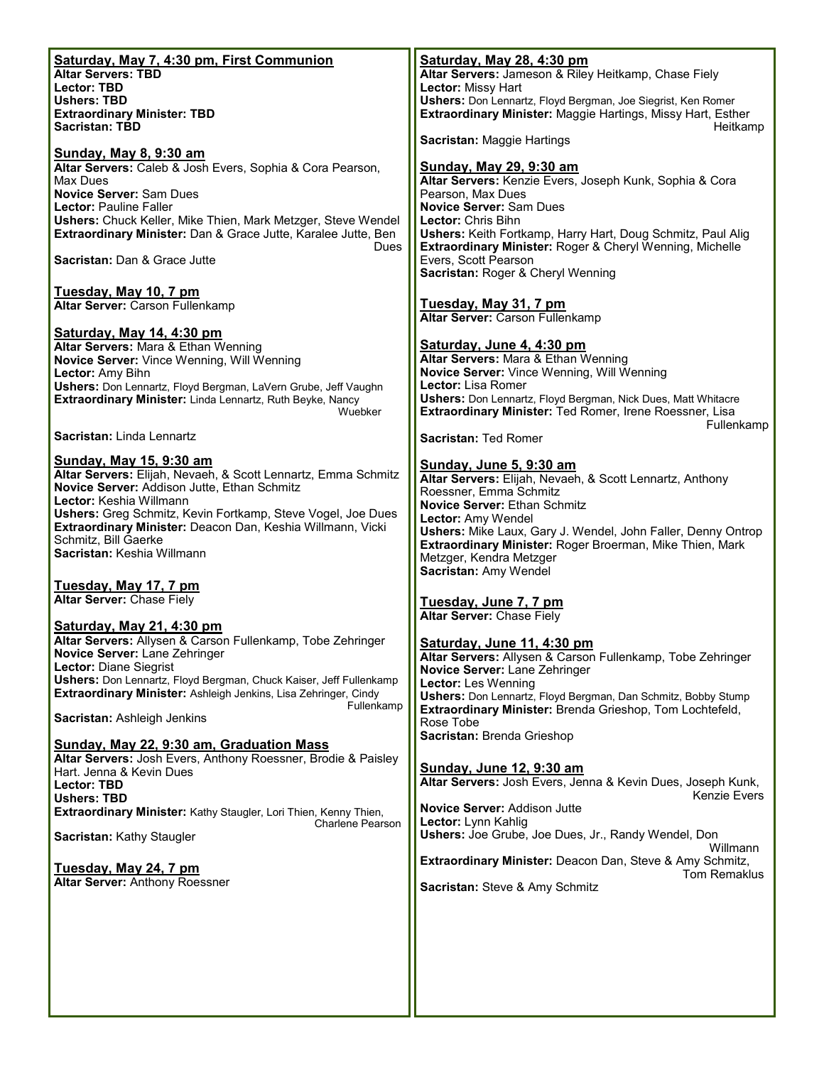**Saturday, May 7, 4:30 pm, First Communion**
**Altar Servers: TBD**
**Lector: TBD**
**Ushers: TBD**
**Extraordinary Minister: TBD**
**Sacristan: TBD**

**Sunday, May 8, 9:30 am**
**Altar Servers:** Caleb & Josh Evers, Sophia & Cora Pearson, Max Dues
**Novice Server:** Sam Dues
**Lector:** Pauline Faller
**Ushers:** Chuck Keller, Mike Thien, Mark Metzger, Steve Wendel
**Extraordinary Minister:** Dan & Grace Jutte, Karalee Jutte, Ben Dues
**Sacristan:** Dan & Grace Jutte

**Tuesday, May 10, 7 pm**
**Altar Server:** Carson Fullenkamp

**Saturday, May 14, 4:30 pm**
**Altar Servers:** Mara & Ethan Wenning
**Novice Server:** Vince Wenning, Will Wenning
**Lector:** Amy Bihn
**Ushers:** Don Lennartz, Floyd Bergman, LaVern Grube, Jeff Vaughn
**Extraordinary Minister:** Linda Lennartz, Ruth Beyke, Nancy Wuebker
**Sacristan:** Linda Lennartz

**Sunday, May 15, 9:30 am**
**Altar Servers:** Elijah, Nevaeh, & Scott Lennartz, Emma Schmitz
**Novice Server:** Addison Jutte, Ethan Schmitz
**Lector:** Keshia Willmann
**Ushers:** Greg Schmitz, Kevin Fortkamp, Steve Vogel, Joe Dues
**Extraordinary Minister:** Deacon Dan, Keshia Willmann, Vicki Schmitz, Bill Gaerke
**Sacristan:** Keshia Willmann

**Tuesday, May 17, 7 pm**
**Altar Server:** Chase Fiely

**Saturday, May 21, 4:30 pm**
**Altar Servers:** Allysen & Carson Fullenkamp, Tobe Zehringer
**Novice Server:** Lane Zehringer
**Lector:** Diane Siegrist
**Ushers:** Don Lennartz, Floyd Bergman, Chuck Kaiser, Jeff Fullenkamp
**Extraordinary Minister:** Ashleigh Jenkins, Lisa Zehringer, Cindy Fullenkamp
**Sacristan:** Ashleigh Jenkins

**Sunday, May 22, 9:30 am, Graduation Mass**
**Altar Servers:** Josh Evers, Anthony Roessner, Brodie & Paisley Hart. Jenna & Kevin Dues
**Lector: TBD**
**Ushers: TBD**
**Extraordinary Minister:** Kathy Staugler, Lori Thien, Kenny Thien, Charlene Pearson
**Sacristan:** Kathy Staugler

**Tuesday, May 24, 7 pm**
**Altar Server:** Anthony Roessner

**Saturday, May 28, 4:30 pm**
**Altar Servers:** Jameson & Riley Heitkamp, Chase Fiely
**Lector:** Missy Hart
**Ushers:** Don Lennartz, Floyd Bergman, Joe Siegrist, Ken Romer
**Extraordinary Minister:** Maggie Hartings, Missy Hart, Esther Heitkamp
**Sacristan:** Maggie Hartings

**Sunday, May 29, 9:30 am**
**Altar Servers:** Kenzie Evers, Joseph Kunk, Sophia & Cora Pearson, Max Dues
**Novice Server:** Sam Dues
**Lector:** Chris Bihn
**Ushers:** Keith Fortkamp, Harry Hart, Doug Schmitz, Paul Alig
**Extraordinary Minister:** Roger & Cheryl Wenning, Michelle Evers, Scott Pearson
**Sacristan:** Roger & Cheryl Wenning

**Tuesday, May 31, 7 pm**
**Altar Server:** Carson Fullenkamp

**Saturday, June 4, 4:30 pm**
**Altar Servers:** Mara & Ethan Wenning
**Novice Server:** Vince Wenning, Will Wenning
**Lector:** Lisa Romer
**Ushers:** Don Lennartz, Floyd Bergman, Nick Dues, Matt Whitacre
**Extraordinary Minister:** Ted Romer, Irene Roessner, Lisa Fullenkamp
**Sacristan:** Ted Romer

**Sunday, June 5, 9:30 am**
**Altar Servers:** Elijah, Nevaeh, & Scott Lennartz, Anthony Roessner, Emma Schmitz
**Novice Server:** Ethan Schmitz
**Lector:** Amy Wendel
**Ushers:** Mike Laux, Gary J. Wendel, John Faller, Denny Ontrop
**Extraordinary Minister:** Roger Broerman, Mike Thien, Mark Metzger, Kendra Metzger
**Sacristan:** Amy Wendel

**Tuesday, June 7, 7 pm**
**Altar Server:** Chase Fiely

**Saturday, June 11, 4:30 pm**
**Altar Servers:** Allysen & Carson Fullenkamp, Tobe Zehringer
**Novice Server:** Lane Zehringer
**Lector:** Les Wenning
**Ushers:** Don Lennartz, Floyd Bergman, Dan Schmitz, Bobby Stump
**Extraordinary Minister:** Brenda Grieshop, Tom Lochtefeld, Rose Tobe
**Sacristan:** Brenda Grieshop

**Sunday, June 12, 9:30 am**
**Altar Servers:** Josh Evers, Jenna & Kevin Dues, Joseph Kunk, Kenzie Evers
**Novice Server:** Addison Jutte
**Lector:** Lynn Kahlig
**Ushers:** Joe Grube, Joe Dues, Jr., Randy Wendel, Don Willmann
**Extraordinary Minister:** Deacon Dan, Steve & Amy Schmitz, Tom Remaklus
**Sacristan:** Steve & Amy Schmitz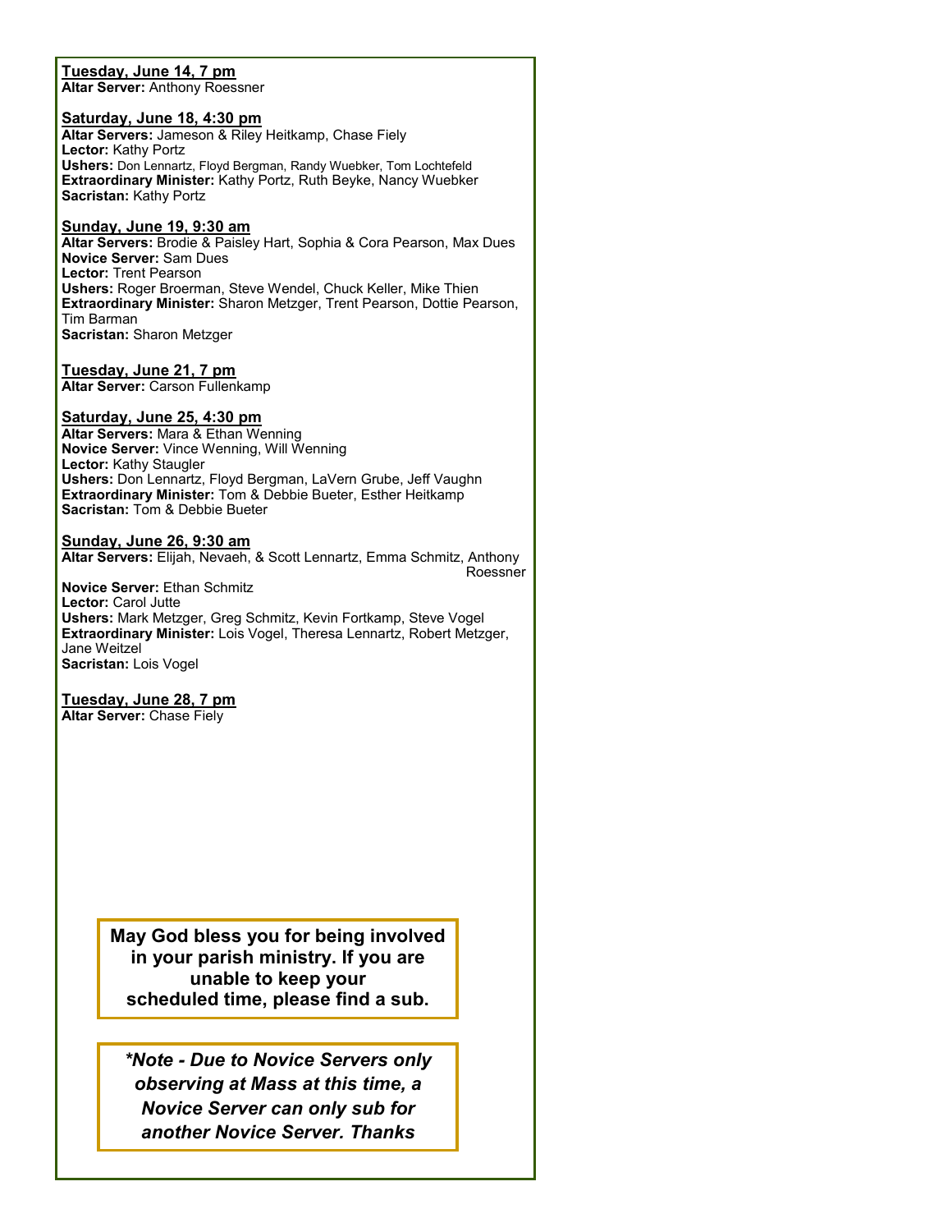**Tuesday, June 14, 7 pm**
**Altar Server:** Anthony Roessner

**Saturday, June 18, 4:30 pm**
**Altar Servers:** Jameson & Riley Heitkamp, Chase Fiely
**Lector:** Kathy Portz
**Ushers:** Don Lennartz, Floyd Bergman, Randy Wuebker, Tom Lochtefeld
**Extraordinary Minister:** Kathy Portz, Ruth Beyke, Nancy Wuebker
**Sacristan:** Kathy Portz

**Sunday, June 19, 9:30 am**
**Altar Servers:** Brodie & Paisley Hart, Sophia & Cora Pearson, Max Dues
**Novice Server:** Sam Dues
**Lector:** Trent Pearson
**Ushers:** Roger Broerman, Steve Wendel, Chuck Keller, Mike Thien
**Extraordinary Minister:** Sharon Metzger, Trent Pearson, Dottie Pearson, Tim Barman
**Sacristan:** Sharon Metzger

**Tuesday, June 21, 7 pm**
**Altar Server:** Carson Fullenkamp

**Saturday, June 25, 4:30 pm**
**Altar Servers:** Mara & Ethan Wenning
**Novice Server:** Vince Wenning, Will Wenning
**Lector:** Kathy Staugler
**Ushers:** Don Lennartz, Floyd Bergman, LaVern Grube, Jeff Vaughn
**Extraordinary Minister:** Tom & Debbie Bueter, Esther Heitkamp
**Sacristan:** Tom & Debbie Bueter

**Sunday, June 26, 9:30 am**
**Altar Servers:** Elijah, Nevaeh, & Scott Lennartz, Emma Schmitz, Anthony Roessner
**Novice Server:** Ethan Schmitz
**Lector:** Carol Jutte
**Ushers:** Mark Metzger, Greg Schmitz, Kevin Fortkamp, Steve Vogel
**Extraordinary Minister:** Lois Vogel, Theresa Lennartz, Robert Metzger, Jane Weitzel
**Sacristan:** Lois Vogel

**Tuesday, June 28, 7 pm**
**Altar Server:** Chase Fiely

**May God bless you for being involved in your parish ministry. If you are unable to keep your scheduled time, please find a sub.**

***\*Note - Due to Novice Servers only observing at Mass at this time, a Novice Server can only sub for another Novice Server. Thanks***